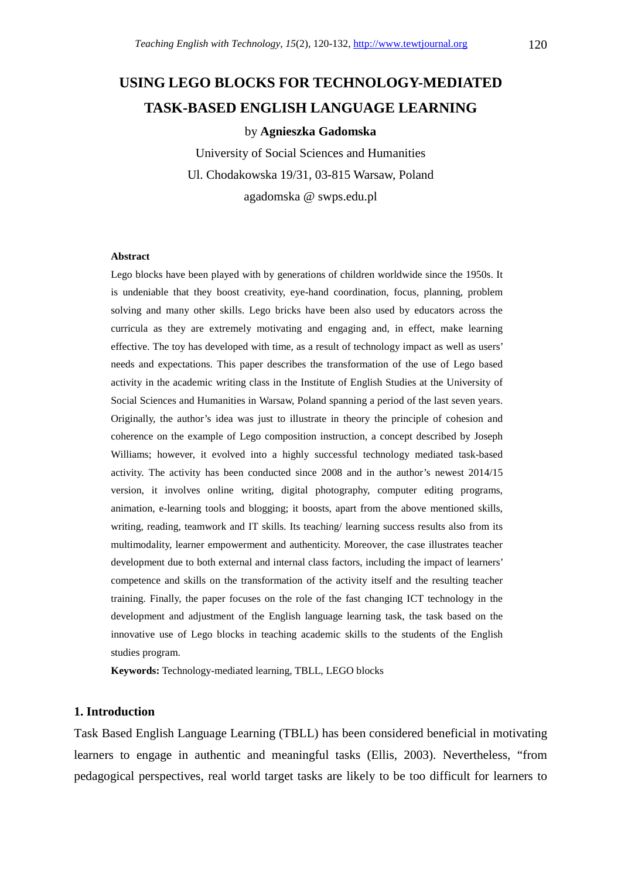# USING LEGO BLOCKS FOR TECHNOLOGY-MEDIATED TASK-BASED ENGLISH LANGUAGE LEARNING

by **Agnieszka Gadomska**

University of Social Sciences and Humanities

Ul. Chodakowska 19/31, 03-815 Warsaw, Poland

agadomska @ swps.edu.pl

**Abstract**

Lego blocks have been played with by generations of children worldwide since the 1950s. It is undeniable that they boost creativity, eye-hand coordination, focus, planning, problem solving and many other skills. Lego bricks have been also used by educators across the curricula as they are extremely motivating and engaging and, in effect, make learning effective. The toy has developed with time, as a result of technology impact as well as users' needs and expectations. This paper describes the transformation of the use of Lego based activity in the academic writing class in the Institute of English Studies at the University of Social Sciences and Humanities in Warsaw, Poland spanning a period of the last seven years. Originally, the author's idea was just to illustrate in theory the principle of cohesion and coherence on the example of Lego composition instruction, a concept described by Joseph Williams; however, it evolved into a highly successful technology mediated task-based activity. The activity has been conducted since 2008 and in the author's newest 2014/15 version, it involves online writing, digital photography, computer editing programs, animation, e-learning tools and blogging; it boosts, apart from the above mentioned skills, writing, reading, teamwork and IT skills. Its teaching/ learning success results also from its multimodality, learner empowerment and authenticity. Moreover, the case illustrates teacher development due to both external and internal class factors, including the impact of learners' competence and skills on the transformation of the activity itself and the resulting teacher training. Finally, the paper focuses on the role of the fast changing ICT technology in the development and adjustment of the English language learning task, the task based on the innovative use of Lego blocks in teaching academic skills to the students of the English studies program.

**Keywords:** Technology-mediated learning, TBLL, LEGO blocks

## 1. Introduction

Task Based English Language Learning (TBLL) has been considered beneficial in motivating learners to engage in authentic and meaningful tasks (Ellis, 2003). Nevertheless, "from pedagogical perspectives, real world target tasks are likely to be too difficult for learners to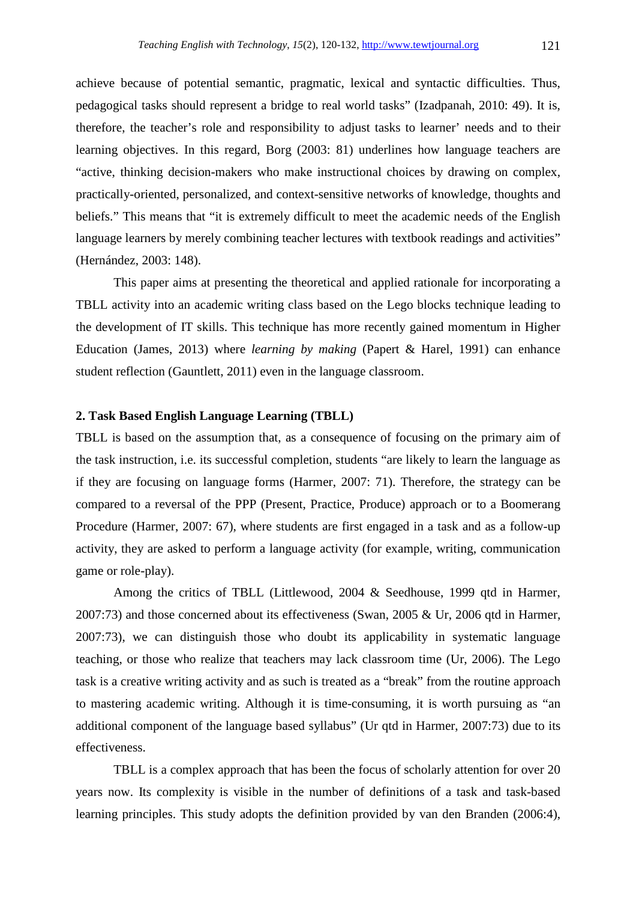achieve because of potential semantic, pragmatic, lexical and syntactic difficulties. Thus, pedagogical tasks should represent a bridge to real world tasks" (Izadpanah, 2010: 49). It is, therefore, the teacher's role and responsibility to adjust tasks to learner' needs and to their learning objectives. In this regard, Borg (2003: 81) underlines how language teachers are "active, thinking decision-makers who make instructional choices by drawing on complex, practically-oriented, personalized, and context-sensitive networks of knowledge, thoughts and beliefs." This means that "it is extremely difficult to meet the academic needs of the English language learners by merely combining teacher lectures with textbook readings and activities" (Hernández, 2003: 148).

This paper aims at presenting the theoretical and applied rationale for incorporating a TBLL activity into an academic writing class based on the Lego blocks technique leading to the development of IT skills. This technique has more recently gained momentum in Higher Education (James, 2013) where *learning by making* (Papert & Harel, 1991) can enhance student reflection (Gauntlett, 2011) even in the language classroom.

## 2. Task Based English Language Learning (TBLL)

TBLL is based on the assumption that, as a consequence of focusing on the primary aim of the task instruction, i.e. its successful completion, students "are likely to learn the language as if they are focusing on language forms (Harmer, 2007: 71). Therefore, the strategy can be compared to a reversal of the PPP (Present, Practice, Produce) approach or to a Boomerang Procedure (Harmer, 2007: 67), where students are first engaged in a task and as a follow-up activity, they are asked to perform a language activity (for example, writing, communication game or role-play).

Among the critics of TBLL (Littlewood, 2004 & Seedhouse, 1999 qtd in Harmer, 2007:73) and those concerned about its effectiveness (Swan, 2005 & Ur, 2006 qtd in Harmer, 2007:73), we can distinguish those who doubt its applicability in systematic language teaching, or those who realize that teachers may lack classroom time (Ur, 2006). The Lego task is a creative writing activity and as such is treated as a "break" from the routine approach to mastering academic writing. Although it is time-consuming, it is worth pursuing as "an additional component of the language based syllabus" (Ur qtd in Harmer, 2007:73) due to its effectiveness.

TBLL is a complex approach that has been the focus of scholarly attention for over 20 years now. Its complexity is visible in the number of definitions of a task and task-based learning principles. This study adopts the definition provided by van den Branden (2006:4),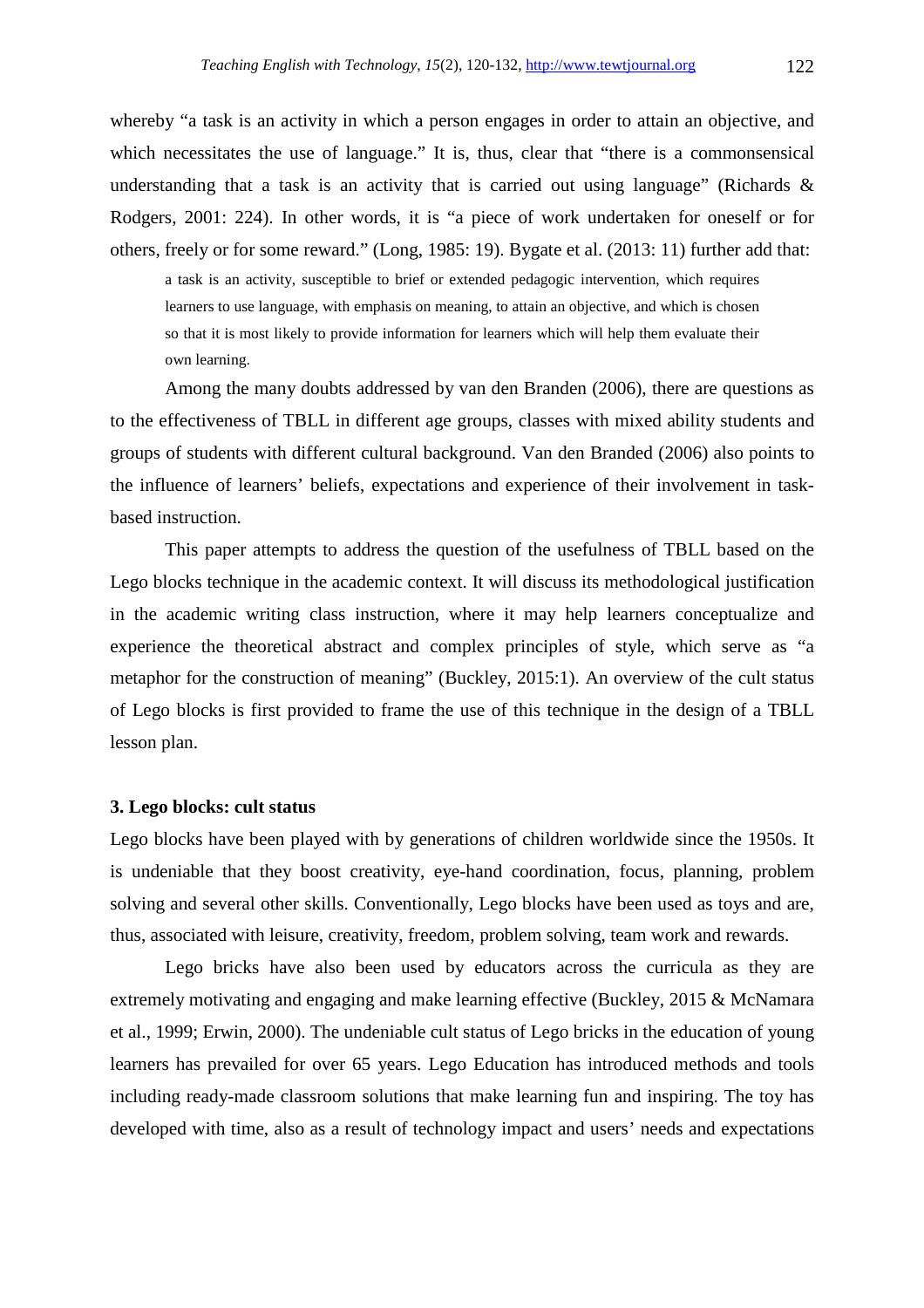whereby "a task is an activity in which a person engages in order to attain an objective, and which necessitates the use of language." It is, thus, clear that "there is a commonsensical understanding that a task is an activity that is carried out using language" (Richards & Rodgers, 2001: 224). In other words, it is "a piece of work undertaken for oneself or for others, freely or for some reward." (Long, 1985: 19). Bygate et al. (2013: 11) further add that:

> a task is an activity, susceptible to brief or extended pedagogic intervention, which requires learners to use language, with emphasis on meaning, to attain an objective, and which is chosen so that it is most likely to provide information for learners which will help them evaluate their own learning.

Among the many doubts addressed by van den Branden (2006), there are questions as to the effectiveness of TBLL in different age groups, classes with mixed ability students and groups of students with different cultural background. Van den Branded (2006) also points to the influence of learners' beliefs, expectations and experience of their involvement in task-based instruction.

This paper attempts to address the question of the usefulness of TBLL based on the Lego blocks technique in the academic context. It will discuss its methodological justification in the academic writing class instruction, where it may help learners conceptualize and experience the theoretical abstract and complex principles of style, which serve as "a metaphor for the construction of meaning" (Buckley, 2015:1). An overview of the cult status of Lego blocks is first provided to frame the use of this technique in the design of a TBLL lesson plan.

### 3. Lego blocks: cult status

Lego blocks have been played with by generations of children worldwide since the 1950s. It is undeniable that they boost creativity, eye-hand coordination, focus, planning, problem solving and several other skills. Conventionally, Lego blocks have been used as toys and are, thus, associated with leisure, creativity, freedom, problem solving, team work and rewards.

Lego bricks have also been used by educators across the curricula as they are extremely motivating and engaging and make learning effective (Buckley, 2015 & McNamara et al., 1999; Erwin, 2000). The undeniable cult status of Lego bricks in the education of young learners has prevailed for over 65 years. Lego Education has introduced methods and tools including ready-made classroom solutions that make learning fun and inspiring. The toy has developed with time, also as a result of technology impact and users' needs and expectations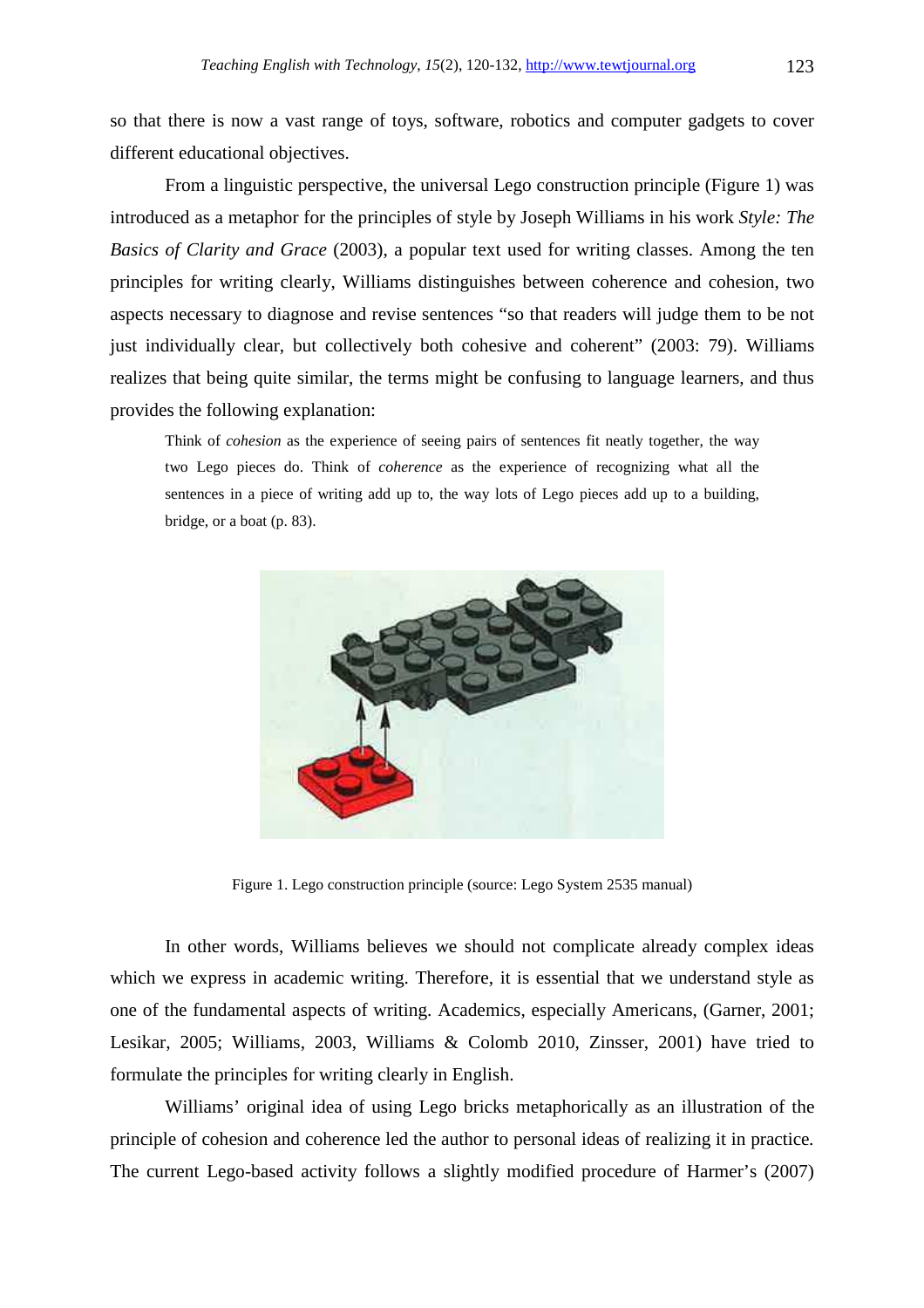so that there is now a vast range of toys, software, robotics and computer gadgets to cover different educational objectives.

From a linguistic perspective, the universal Lego construction principle (Figure 1) was introduced as a metaphor for the principles of style by Joseph Williams in his work *Style: The Basics of Clarity and Grace* (2003), a popular text used for writing classes. Among the ten principles for writing clearly, Williams distinguishes between coherence and cohesion, two aspects necessary to diagnose and revise sentences "so that readers will judge them to be not just individually clear, but collectively both cohesive and coherent" (2003: 79). Williams realizes that being quite similar, the terms might be confusing to language learners, and thus provides the following explanation:

> Think of *cohesion* as the experience of seeing pairs of sentences fit neatly together, the way two Lego pieces do. Think of *coherence* as the experience of recognizing what all the sentences in a piece of writing add up to, the way lots of Lego pieces add up to a building, bridge, or a boat (p. 83).

Figure 1. Lego construction principle (source: Lego System 2535 manual)

In other words, Williams believes we should not complicate already complex ideas which we express in academic writing. Therefore, it is essential that we understand style as one of the fundamental aspects of writing. Academics, especially Americans, (Garner, 2001; Lesikar, 2005; Williams, 2003, Williams & Colomb 2010, Zinsser, 2001) have tried to formulate the principles for writing clearly in English.

Williams' original idea of using Lego bricks metaphorically as an illustration of the principle of cohesion and coherence led the author to personal ideas of realizing it in practice. The current Lego-based activity follows a slightly modified procedure of Harmer's (2007)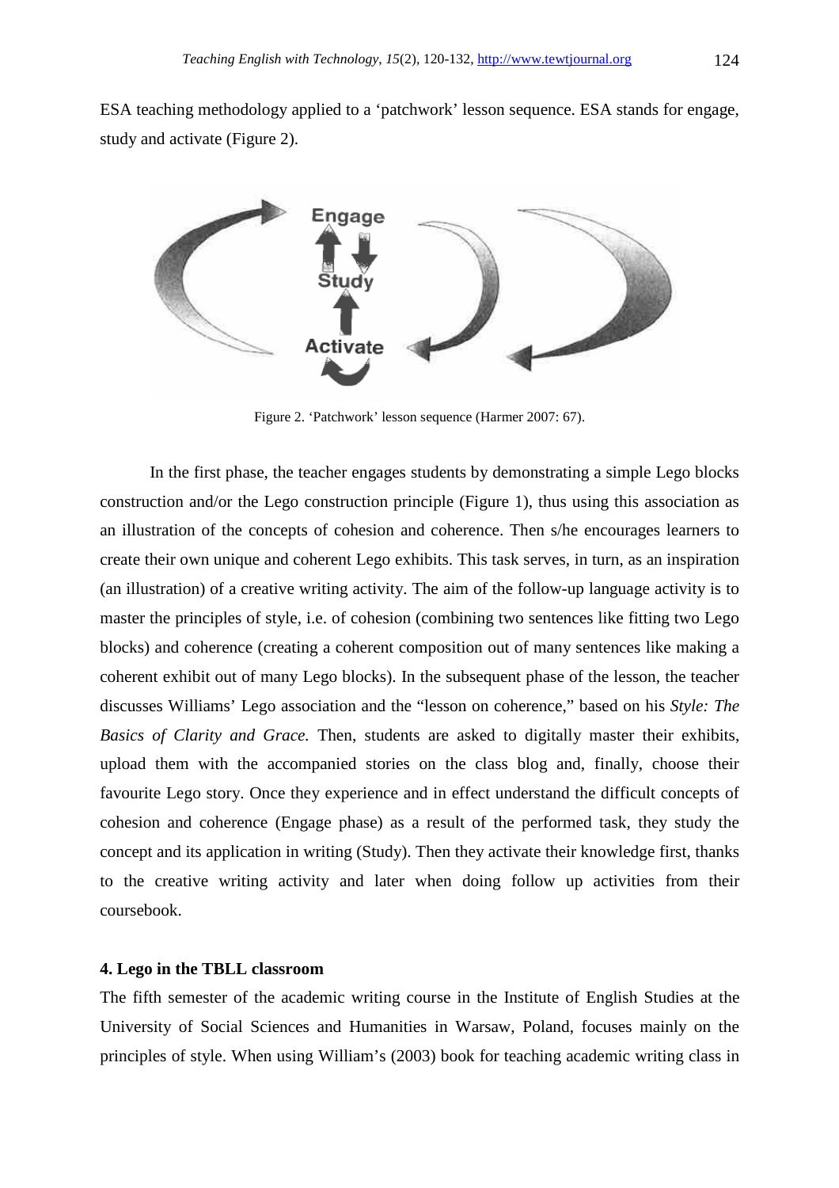ESA teaching methodology applied to a 'patchwork' lesson sequence. ESA stands for engage, study and activate (Figure 2).

Figure 2. 'Patchwork' lesson sequence (Harmer 2007: 67).

In the first phase, the teacher engages students by demonstrating a simple Lego blocks construction and/or the Lego construction principle (Figure 1), thus using this association as an illustration of the concepts of cohesion and coherence. Then s/he encourages learners to create their own unique and coherent Lego exhibits. This task serves, in turn, as an inspiration (an illustration) of a creative writing activity. The aim of the follow-up language activity is to master the principles of style, i.e. of cohesion (combining two sentences like fitting two Lego blocks) and coherence (creating a coherent composition out of many sentences like making a coherent exhibit out of many Lego blocks). In the subsequent phase of the lesson, the teacher discusses Williams' Lego association and the "lesson on coherence," based on his *Style: The Basics of Clarity and Grace.* Then, students are asked to digitally master their exhibits, upload them with the accompanied stories on the class blog and, finally, choose their favourite Lego story. Once they experience and in effect understand the difficult concepts of cohesion and coherence (Engage phase) as a result of the performed task, they study the concept and its application in writing (Study). Then they activate their knowledge first, thanks to the creative writing activity and later when doing follow up activities from their coursebook.

#### 4. Lego in the TBLL classroom

The fifth semester of the academic writing course in the Institute of English Studies at the University of Social Sciences and Humanities in Warsaw, Poland, focuses mainly on the principles of style. When using William's (2003) book for teaching academic writing class in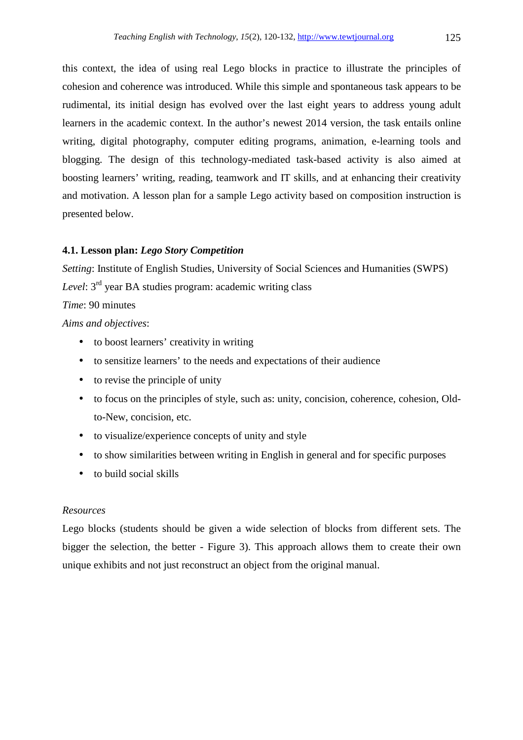this context, the idea of using real Lego blocks in practice to illustrate the principles of cohesion and coherence was introduced. While this simple and spontaneous task appears to be rudimental, its initial design has evolved over the last eight years to address young adult learners in the academic context. In the author's newest 2014 version, the task entails online writing, digital photography, computer editing programs, animation, e-learning tools and blogging. The design of this technology-mediated task-based activity is also aimed at boosting learners' writing, reading, teamwork and IT skills, and at enhancing their creativity and motivation. A lesson plan for a sample Lego activity based on composition instruction is presented below.

### 4.1. Lesson plan: *Lego Story Competition*

*Setting*: Institute of English Studies, University of Social Sciences and Humanities (SWPS)

*Level*: 3rd year BA studies program: academic writing class

*Time*: 90 minutes

*Aims and objectives*:

- to boost learners' creativity in writing
- to sensitize learners' to the needs and expectations of their audience
- to revise the principle of unity
- to focus on the principles of style, such as: unity, concision, coherence, cohesion, Old-to-New, concision, etc.
- to visualize/experience concepts of unity and style
- to show similarities between writing in English in general and for specific purposes
- to build social skills

*Resources*

Lego blocks (students should be given a wide selection of blocks from different sets. The bigger the selection, the better - Figure 3). This approach allows them to create their own unique exhibits and not just reconstruct an object from the original manual.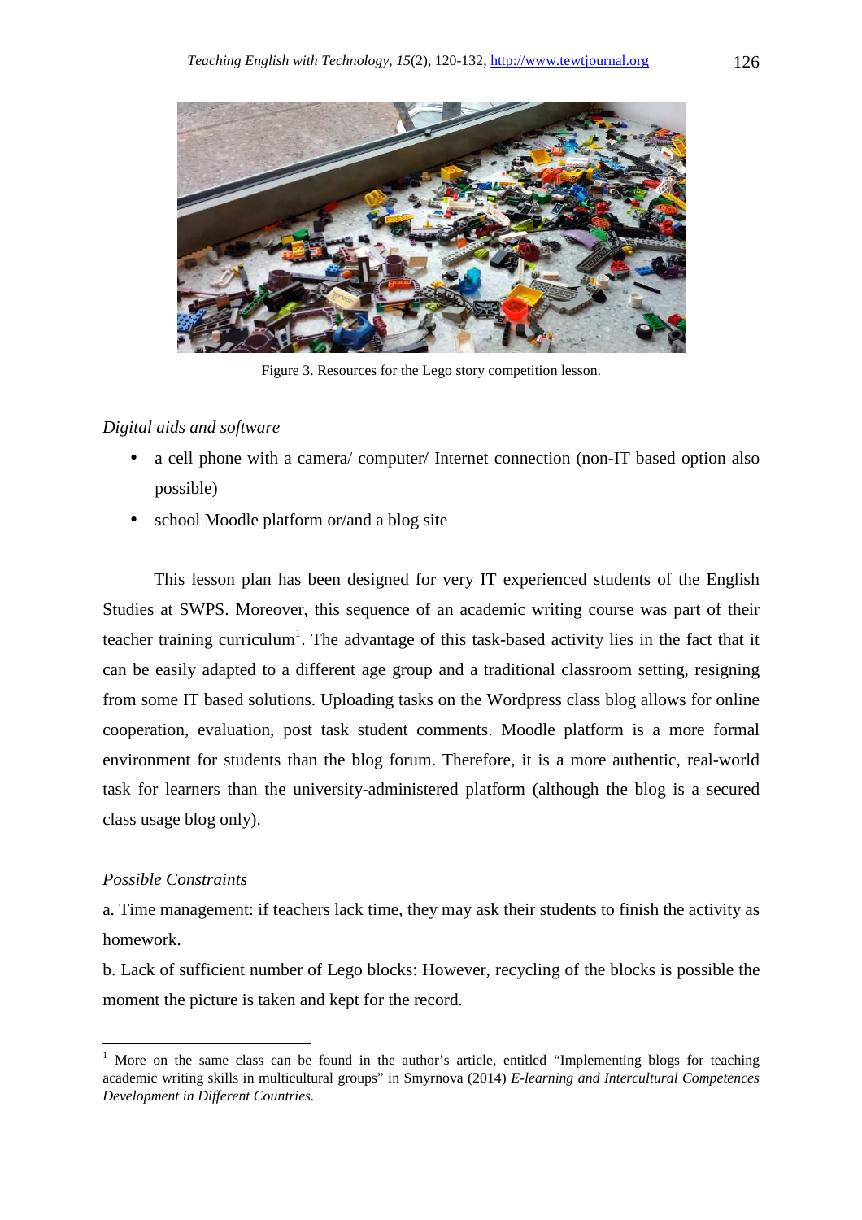Figure 3. Resources for the Lego story competition lesson.

*Digital aids and software*

- a cell phone with a camera/ computer/ Internet connection (non-IT based option also possible)
- school Moodle platform or/and a blog site

This lesson plan has been designed for very IT experienced students of the English Studies at SWPS. Moreover, this sequence of an academic writing course was part of their teacher training curriculum[1]. The advantage of this task-based activity lies in the fact that it can be easily adapted to a different age group and a traditional classroom setting, resigning from some IT based solutions. Uploading tasks on the Wordpress class blog allows for online cooperation, evaluation, post task student comments. Moodle platform is a more formal environment for students than the blog forum. Therefore, it is a more authentic, real-world task for learners than the university-administered platform (although the blog is a secured class usage blog only).

*Possible Constraints*

a. Time management: if teachers lack time, they may ask their students to finish the activity as homework.

b. Lack of sufficient number of Lego blocks: However, recycling of the blocks is possible the moment the picture is taken and kept for the record.

---

[1] More on the same class can be found in the author's article, entitled "Implementing blogs for teaching academic writing skills in multicultural groups" in Smyrnova (2014) *E-learning and Intercultural Competences Development in Different Countries.*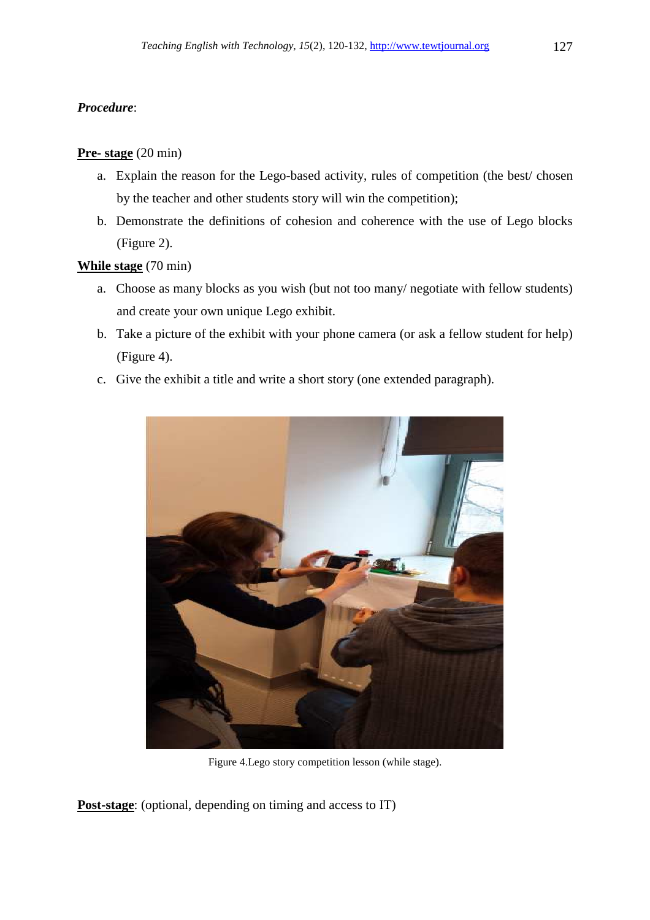***Procedure***:

**Pre- stage** (20 min)

a. Explain the reason for the Lego-based activity, rules of competition (the best/ chosen by the teacher and other students story will win the competition);
b. Demonstrate the definitions of cohesion and coherence with the use of Lego blocks (Figure 2).

**While stage** (70 min)

a. Choose as many blocks as you wish (but not too many/ negotiate with fellow students) and create your own unique Lego exhibit.
b. Take a picture of the exhibit with your phone camera (or ask a fellow student for help) (Figure 4).
c. Give the exhibit a title and write a short story (one extended paragraph).

Figure 4.Lego story competition lesson (while stage).

**Post-stage**: (optional, depending on timing and access to IT)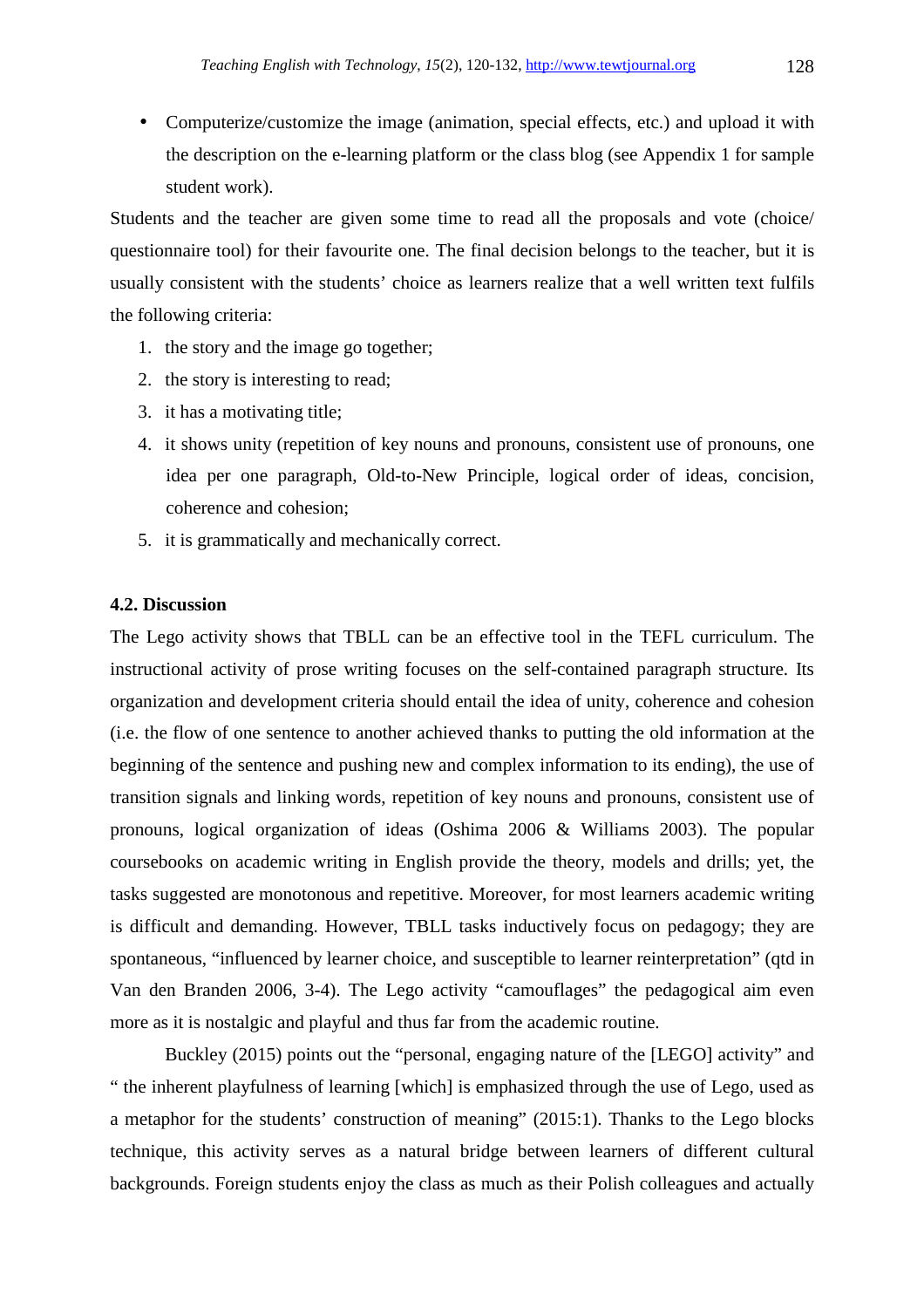- Computerize/customize the image (animation, special effects, etc.) and upload it with the description on the e-learning platform or the class blog (see Appendix 1 for sample student work).

Students and the teacher are given some time to read all the proposals and vote (choice/ questionnaire tool) for their favourite one. The final decision belongs to the teacher, but it is usually consistent with the students' choice as learners realize that a well written text fulfils the following criteria:

1. the story and the image go together;
2. the story is interesting to read;
3. it has a motivating title;
4. it shows unity (repetition of key nouns and pronouns, consistent use of pronouns, one idea per one paragraph, Old-to-New Principle, logical order of ideas, concision, coherence and cohesion;
5. it is grammatically and mechanically correct.

### 4.2. Discussion

The Lego activity shows that TBLL can be an effective tool in the TEFL curriculum. The instructional activity of prose writing focuses on the self-contained paragraph structure. Its organization and development criteria should entail the idea of unity, coherence and cohesion (i.e. the flow of one sentence to another achieved thanks to putting the old information at the beginning of the sentence and pushing new and complex information to its ending), the use of transition signals and linking words, repetition of key nouns and pronouns, consistent use of pronouns, logical organization of ideas (Oshima 2006 & Williams 2003). The popular coursebooks on academic writing in English provide the theory, models and drills; yet, the tasks suggested are monotonous and repetitive. Moreover, for most learners academic writing is difficult and demanding. However, TBLL tasks inductively focus on pedagogy; they are spontaneous, "influenced by learner choice, and susceptible to learner reinterpretation" (qtd in Van den Branden 2006, 3-4). The Lego activity "camouflages" the pedagogical aim even more as it is nostalgic and playful and thus far from the academic routine.

Buckley (2015) points out the "personal, engaging nature of the [LEGO] activity" and " the inherent playfulness of learning [which] is emphasized through the use of Lego, used as a metaphor for the students' construction of meaning" (2015:1). Thanks to the Lego blocks technique, this activity serves as a natural bridge between learners of different cultural backgrounds. Foreign students enjoy the class as much as their Polish colleagues and actually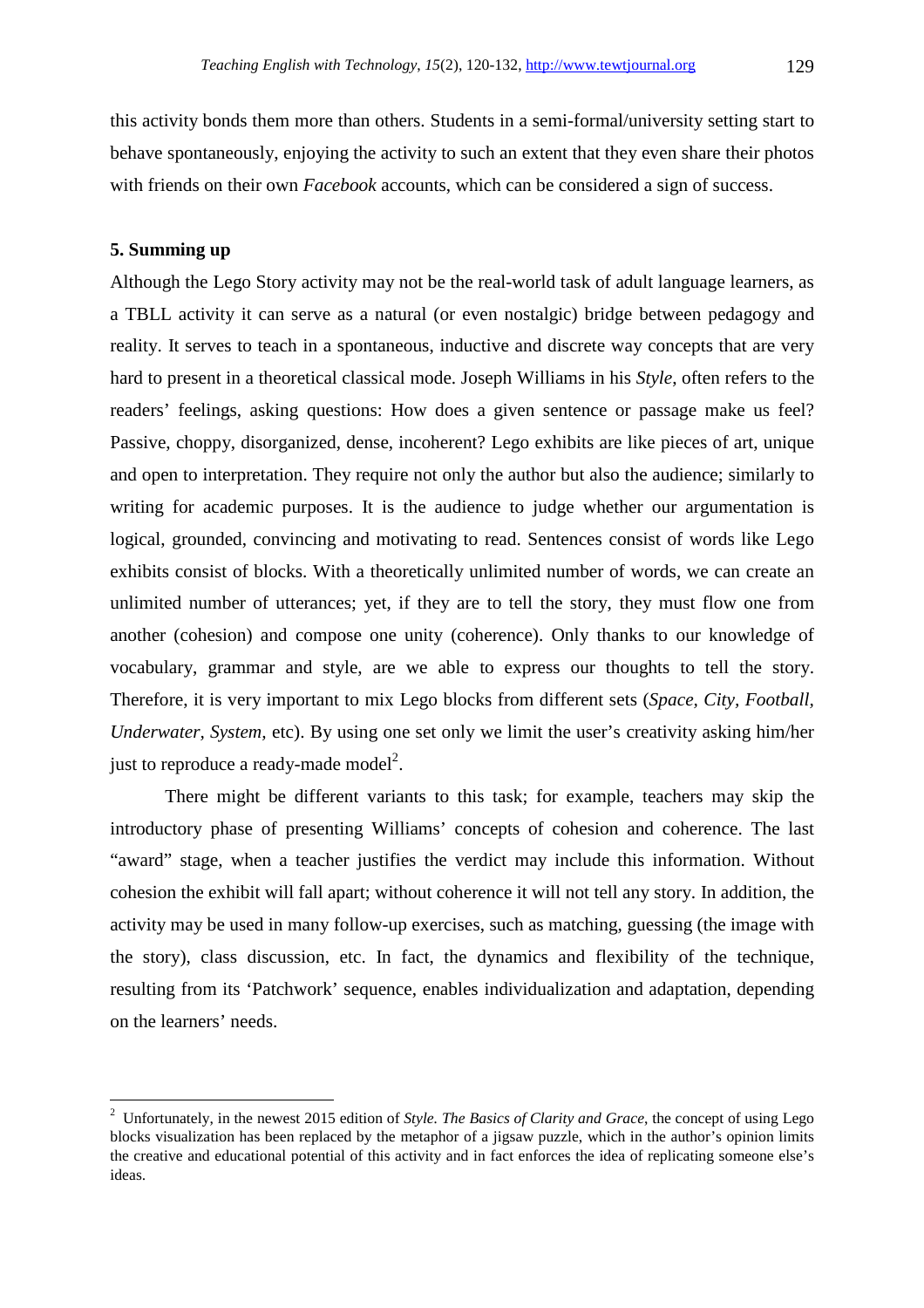this activity bonds them more than others. Students in a semi-formal/university setting start to behave spontaneously, enjoying the activity to such an extent that they even share their photos with friends on their own *Facebook* accounts, which can be considered a sign of success.

### 5. Summing up

Although the Lego Story activity may not be the real-world task of adult language learners, as a TBLL activity it can serve as a natural (or even nostalgic) bridge between pedagogy and reality. It serves to teach in a spontaneous, inductive and discrete way concepts that are very hard to present in a theoretical classical mode. Joseph Williams in his *Style*, often refers to the readers' feelings, asking questions: How does a given sentence or passage make us feel? Passive, choppy, disorganized, dense, incoherent? Lego exhibits are like pieces of art, unique and open to interpretation. They require not only the author but also the audience; similarly to writing for academic purposes. It is the audience to judge whether our argumentation is logical, grounded, convincing and motivating to read. Sentences consist of words like Lego exhibits consist of blocks. With a theoretically unlimited number of words, we can create an unlimited number of utterances; yet, if they are to tell the story, they must flow one from another (cohesion) and compose one unity (coherence). Only thanks to our knowledge of vocabulary, grammar and style, are we able to express our thoughts to tell the story. Therefore, it is very important to mix Lego blocks from different sets (*Space, City, Football, Underwater, System*, etc). By using one set only we limit the user's creativity asking him/her just to reproduce a ready-made model[2].

There might be different variants to this task; for example, teachers may skip the introductory phase of presenting Williams' concepts of cohesion and coherence. The last "award" stage, when a teacher justifies the verdict may include this information. Without cohesion the exhibit will fall apart; without coherence it will not tell any story. In addition, the activity may be used in many follow-up exercises, such as matching, guessing (the image with the story), class discussion, etc. In fact, the dynamics and flexibility of the technique, resulting from its 'Patchwork' sequence, enables individualization and adaptation, depending on the learners' needs.

---

[2] Unfortunately, in the newest 2015 edition of *Style. The Basics of Clarity and Grace*, the concept of using Lego blocks visualization has been replaced by the metaphor of a jigsaw puzzle, which in the author's opinion limits the creative and educational potential of this activity and in fact enforces the idea of replicating someone else's ideas.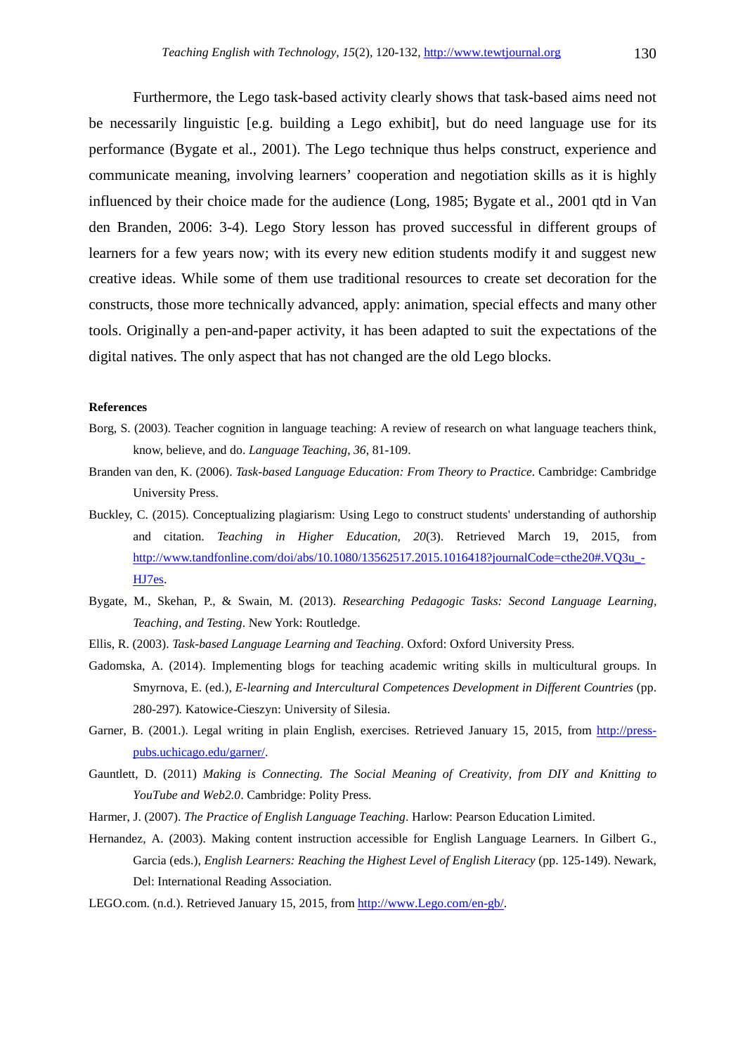Furthermore, the Lego task-based activity clearly shows that task-based aims need not be necessarily linguistic [e.g. building a Lego exhibit], but do need language use for its performance (Bygate et al., 2001). The Lego technique thus helps construct, experience and communicate meaning, involving learners' cooperation and negotiation skills as it is highly influenced by their choice made for the audience (Long, 1985; Bygate et al., 2001 qtd in Van den Branden, 2006: 3-4). Lego Story lesson has proved successful in different groups of learners for a few years now; with its every new edition students modify it and suggest new creative ideas. While some of them use traditional resources to create set decoration for the constructs, those more technically advanced, apply: animation, special effects and many other tools. Originally a pen-and-paper activity, it has been adapted to suit the expectations of the digital natives. The only aspect that has not changed are the old Lego blocks.

**References**

Borg, S. (2003). Teacher cognition in language teaching: A review of research on what language teachers think, know, believe, and do. *Language Teaching*, *36*, 81-109.

Branden van den, K. (2006). *Task-based Language Education: From Theory to Practice*. Cambridge: Cambridge University Press.

Buckley, C. (2015). Conceptualizing plagiarism: Using Lego to construct students' understanding of authorship and citation. *Teaching in Higher Education, 20*(3). Retrieved March 19, 2015, from http://www.tandfonline.com/doi/abs/10.1080/13562517.2015.1016418?journalCode=cthe20#.VQ3u_-HJ7es.

Bygate, M., Skehan, P., & Swain, M. (2013). *Researching Pedagogic Tasks: Second Language Learning, Teaching, and Testing*. New York: Routledge.

Ellis, R. (2003). *Task-based Language Learning and Teaching*. Oxford: Oxford University Press.

Gadomska, A. (2014). Implementing blogs for teaching academic writing skills in multicultural groups. In Smyrnova, E. (ed.), *E-learning and Intercultural Competences Development in Different Countries* (pp. 280-297). Katowice-Cieszyn: University of Silesia.

Garner, B. (2001.). Legal writing in plain English, exercises. Retrieved January 15, 2015, from http://press-pubs.uchicago.edu/garner/.

Gauntlett, D. (2011) *Making is Connecting. The Social Meaning of Creativity, from DIY and Knitting to YouTube and Web2.0*. Cambridge: Polity Press.

Harmer, J. (2007). *The Practice of English Language Teaching*. Harlow: Pearson Education Limited.

Hernandez, A. (2003). Making content instruction accessible for English Language Learners. In Gilbert G., Garcia (eds.), *English Learners: Reaching the Highest Level of English Literacy* (pp. 125-149). Newark, Del: International Reading Association.

LEGO.com. (n.d.). Retrieved January 15, 2015, from http://www.Lego.com/en-gb/.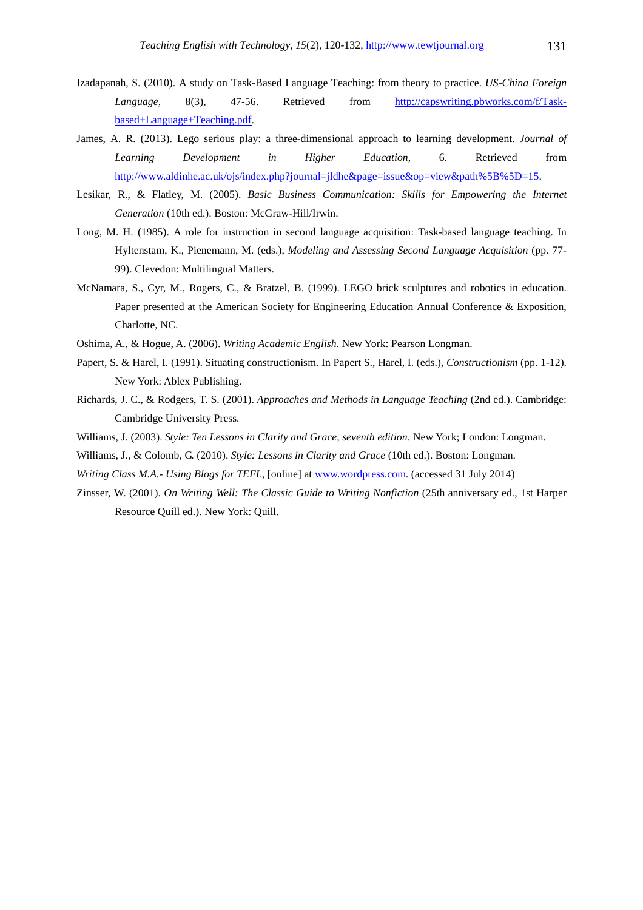Izadapanah, S. (2010). A study on Task-Based Language Teaching: from theory to practice. *US-China Foreign Language,* 8(3), 47-56. Retrieved from http://capswriting.pbworks.com/f/Task-based+Language+Teaching.pdf.

James, A. R. (2013). Lego serious play: a three-dimensional approach to learning development. *Journal of Learning Development in Higher Education,* 6. Retrieved from http://www.aldinhe.ac.uk/ojs/index.php?journal=jldhe&page=issue&op=view&path%5B%5D=15.

Lesikar, R., & Flatley, M. (2005). *Basic Business Communication: Skills for Empowering the Internet Generation* (10th ed.). Boston: McGraw-Hill/Irwin.

Long, M. H. (1985). A role for instruction in second language acquisition: Task-based language teaching. In Hyltenstam, K., Pienemann, M. (eds.), *Modeling and Assessing Second Language Acquisition* (pp. 77-99). Clevedon: Multilingual Matters.

McNamara, S., Cyr, M., Rogers, C., & Bratzel, B. (1999). LEGO brick sculptures and robotics in education. Paper presented at the American Society for Engineering Education Annual Conference & Exposition, Charlotte, NC.

Oshima, A., & Hogue, A. (2006). *Writing Academic English*. New York: Pearson Longman.

Papert, S. & Harel, I. (1991). Situating constructionism. In Papert S., Harel, I. (eds.), *Constructionism* (pp. 1-12). New York: Ablex Publishing.

Richards, J. C., & Rodgers, T. S. (2001). *Approaches and Methods in Language Teaching* (2nd ed.). Cambridge: Cambridge University Press.

Williams, J. (2003). *Style: Ten Lessons in Clarity and Grace, seventh edition*. New York; London: Longman.

Williams, J., & Colomb, G. (2010). *Style: Lessons in Clarity and Grace* (10th ed.). Boston: Longman.

*Writing Class M.A.- Using Blogs for TEFL*, [online] at www.wordpress.com. (accessed 31 July 2014)

Zinsser, W. (2001). *On Writing Well: The Classic Guide to Writing Nonfiction* (25th anniversary ed., 1st Harper Resource Quill ed.). New York: Quill.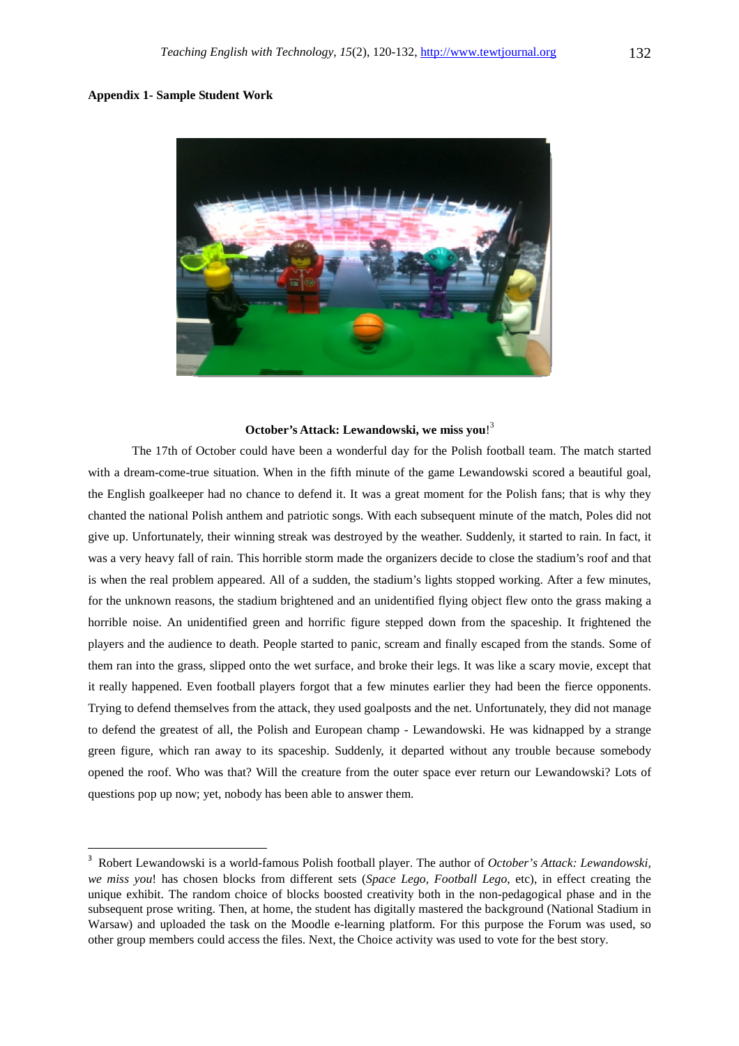**Appendix 1- Sample Student Work**

**October's Attack: Lewandowski, we miss you**![3]

The 17th of October could have been a wonderful day for the Polish football team. The match started with a dream-come-true situation. When in the fifth minute of the game Lewandowski scored a beautiful goal, the English goalkeeper had no chance to defend it. It was a great moment for the Polish fans; that is why they chanted the national Polish anthem and patriotic songs. With each subsequent minute of the match, Poles did not give up. Unfortunately, their winning streak was destroyed by the weather. Suddenly, it started to rain. In fact, it was a very heavy fall of rain. This horrible storm made the organizers decide to close the stadium's roof and that is when the real problem appeared. All of a sudden, the stadium's lights stopped working. After a few minutes, for the unknown reasons, the stadium brightened and an unidentified flying object flew onto the grass making a horrible noise. An unidentified green and horrific figure stepped down from the spaceship. It frightened the players and the audience to death. People started to panic, scream and finally escaped from the stands. Some of them ran into the grass, slipped onto the wet surface, and broke their legs. It was like a scary movie, except that it really happened. Even football players forgot that a few minutes earlier they had been the fierce opponents. Trying to defend themselves from the attack, they used goalposts and the net. Unfortunately, they did not manage to defend the greatest of all, the Polish and European champ - Lewandowski. He was kidnapped by a strange green figure, which ran away to its spaceship. Suddenly, it departed without any trouble because somebody opened the roof. Who was that? Will the creature from the outer space ever return our Lewandowski? Lots of questions pop up now; yet, nobody has been able to answer them.

---

[3] Robert Lewandowski is a world-famous Polish football player. The author of *October's Attack: Lewandowski, we miss you*! has chosen blocks from different sets (*Space Lego*, *Football Lego*, etc), in effect creating the unique exhibit. The random choice of blocks boosted creativity both in the non-pedagogical phase and in the subsequent prose writing. Then, at home, the student has digitally mastered the background (National Stadium in Warsaw) and uploaded the task on the Moodle e-learning platform. For this purpose the Forum was used, so other group members could access the files. Next, the Choice activity was used to vote for the best story.